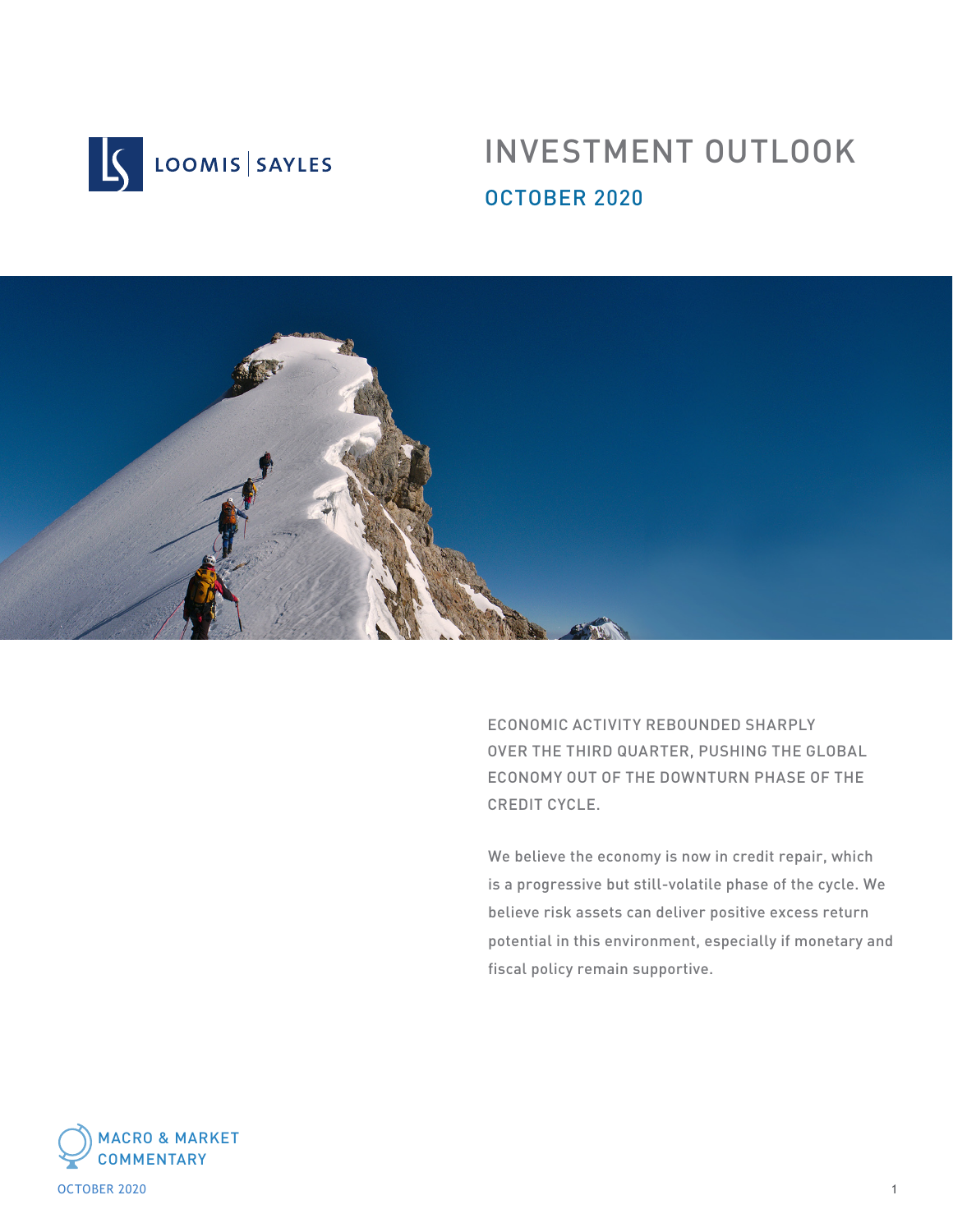LOOMIS | SAYLES

# INVESTMENT OUTLOOK

## OCTOBER 2020

ECONOMIC ACTIVITY REBOUNDED SHARPLY OVER THE THIRD QUARTER, PUSHING THE GLOBAL ECONOMY OUT OF THE DOWNTURN PHASE OF THE CREDIT CYCLE.

We believe the economy is now in credit repair, which is a progressive but still-volatile phase of the cycle. We believe risk assets can deliver positive excess return potential in this environment, especially if monetary and fiscal policy remain supportive.

MACRO & MARKET COMMENTARY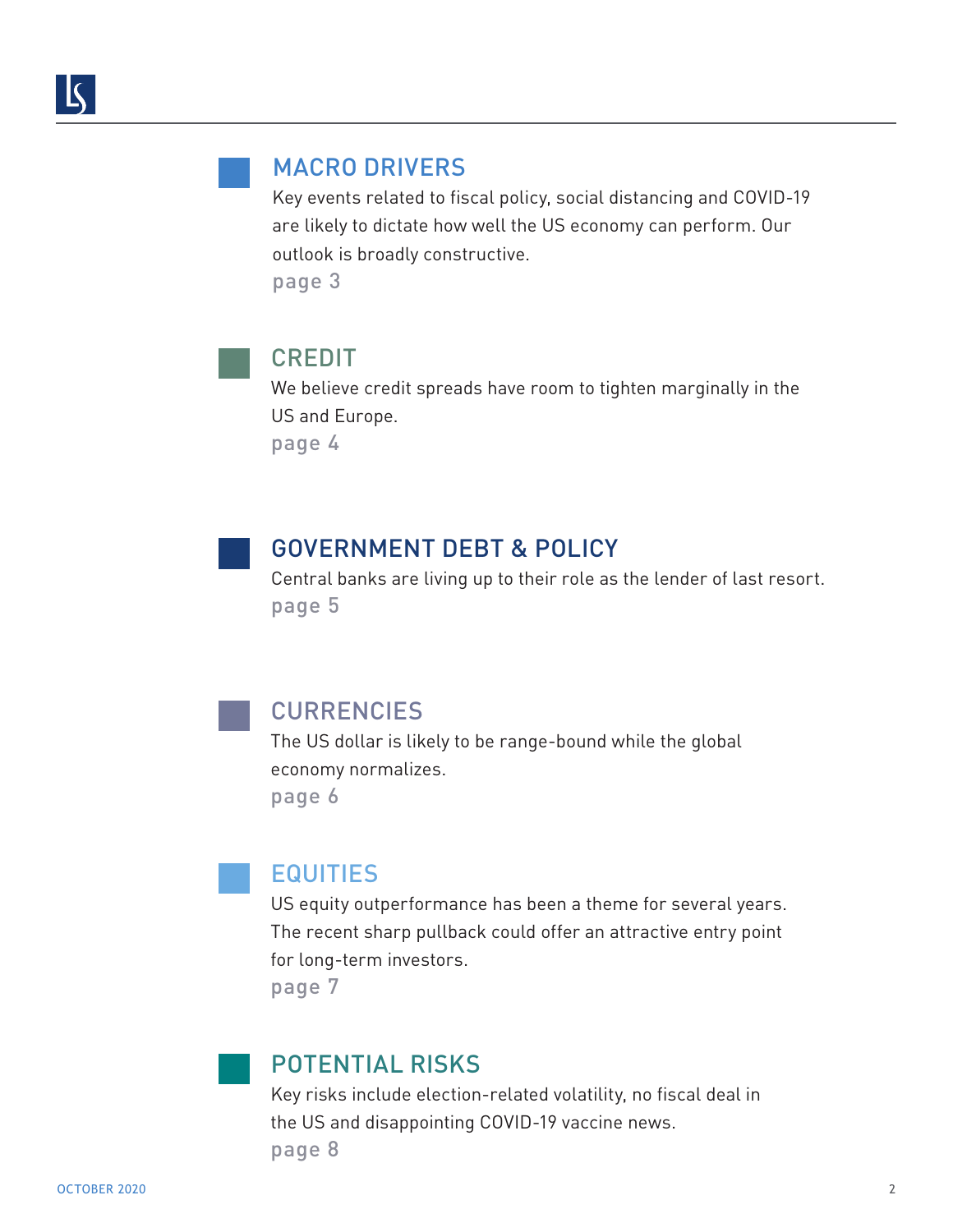## MACRO DRIVERS

Key events related to fiscal policy, social distancing and COVID-19 are likely to dictate how well the US economy can perform. Our outlook is broadly constructive.

page 3

## CREDIT

We believe credit spreads have room to tighten marginally in the US and Europe.

page 4

## GOVERNMENT DEBT & POLICY

Central banks are living up to their role as the lender of last resort.

page 5

## CURRENCIES

The US dollar is likely to be range-bound while the global economy normalizes.

page 6

## EQUITIES

US equity outperformance has been a theme for several years. The recent sharp pullback could offer an attractive entry point for long-term investors.

page 7

## POTENTIAL RISKS

Key risks include election-related volatility, no fiscal deal in the US and disappointing COVID-19 vaccine news.

page 8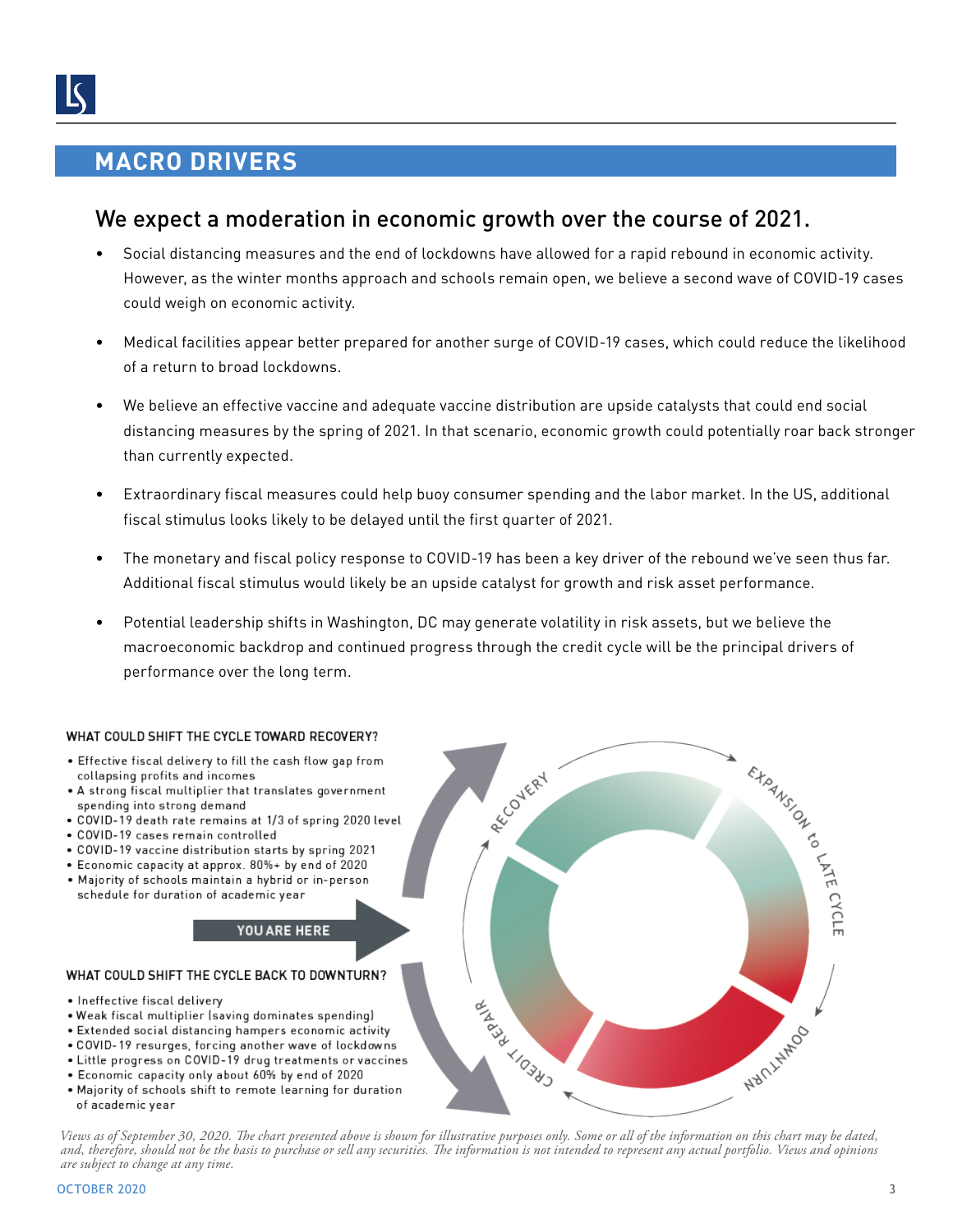## MACRO DRIVERS

### We expect a moderation in economic growth over the course of 2021.

- Social distancing measures and the end of lockdowns have allowed for a rapid rebound in economic activity. However, as the winter months approach and schools remain open, we believe a second wave of COVID-19 cases could weigh on economic activity.
- Medical facilities appear better prepared for another surge of COVID-19 cases, which could reduce the likelihood of a return to broad lockdowns.
- We believe an effective vaccine and adequate vaccine distribution are upside catalysts that could end social distancing measures by the spring of 2021. In that scenario, economic growth could potentially roar back stronger than currently expected.
- Extraordinary fiscal measures could help buoy consumer spending and the labor market. In the US, additional fiscal stimulus looks likely to be delayed until the first quarter of 2021.
- The monetary and fiscal policy response to COVID-19 has been a key driver of the rebound we've seen thus far. Additional fiscal stimulus would likely be an upside catalyst for growth and risk asset performance.
- Potential leadership shifts in Washington, DC may generate volatility in risk assets, but we believe the macroeconomic backdrop and continued progress through the credit cycle will be the principal drivers of performance over the long term.

**WHAT COULD SHIFT THE CYCLE TOWARD RECOVERY?**

- Effective fiscal delivery to fill the cash flow gap from collapsing profits and incomes
- A strong fiscal multiplier that translates government spending into strong demand
- COVID-19 death rate remains at 1/3 of spring 2020 level
- COVID-19 cases remain controlled
- COVID-19 vaccine distribution starts by spring 2021
- Economic capacity at approx. 80%+ by end of 2020
- Majority of schools maintain a hybrid or in-person schedule for duration of academic year

YOU ARE HERE

**WHAT COULD SHIFT THE CYCLE BACK TO DOWNTURN?**

- Ineffective fiscal delivery
- Weak fiscal multiplier (saving dominates spending)
- Extended social distancing hampers economic activity
- COVID-19 resurges, forcing another wave of lockdowns
- Little progress on COVID-19 drug treatments or vaccines
- Economic capacity only about 60% by end of 2020
- Majority of schools shift to remote learning for duration of academic year

RECOVERY — EXPANSION to LATE CYCLE — DOWNTURN — CREDIT REPAIR

*Views as of September 30, 2020. The chart presented above is shown for illustrative purposes only. Some or all of the information on this chart may be dated, and, therefore, should not be the basis to purchase or sell any securities. The information is not intended to represent any actual portfolio. Views and opinions are subject to change at any time.*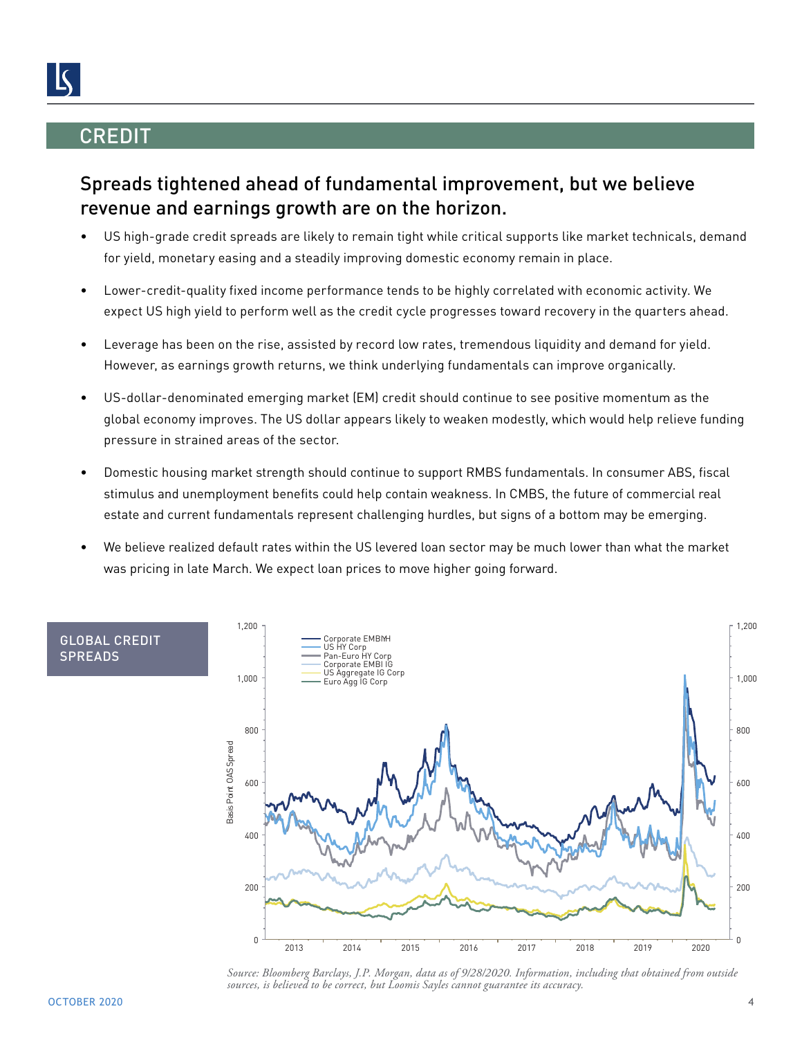## CREDIT

### Spreads tightened ahead of fundamental improvement, but we believe revenue and earnings growth are on the horizon.

- US high-grade credit spreads are likely to remain tight while critical supports like market technicals, demand for yield, monetary easing and a steadily improving domestic economy remain in place.
- Lower-credit-quality fixed income performance tends to be highly correlated with economic activity. We expect US high yield to perform well as the credit cycle progresses toward recovery in the quarters ahead.
- Leverage has been on the rise, assisted by record low rates, tremendous liquidity and demand for yield. However, as earnings growth returns, we think underlying fundamentals can improve organically.
- US-dollar-denominated emerging market (EM) credit should continue to see positive momentum as the global economy improves. The US dollar appears likely to weaken modestly, which would help relieve funding pressure in strained areas of the sector.
- Domestic housing market strength should continue to support RMBS fundamentals. In consumer ABS, fiscal stimulus and unemployment benefits could help contain weakness. In CMBS, the future of commercial real estate and current fundamentals represent challenging hurdles, but signs of a bottom may be emerging.
- We believe realized default rates within the US levered loan sector may be much lower than what the market was pricing in late March. We expect loan prices to move higher going forward.

**GLOBAL CREDIT SPREADS**

*Source: Bloomberg Barclays, J.P. Morgan, data as of 9/28/2020. Information, including that obtained from outside sources, is believed to be correct, but Loomis Sayles cannot guarantee its accuracy.*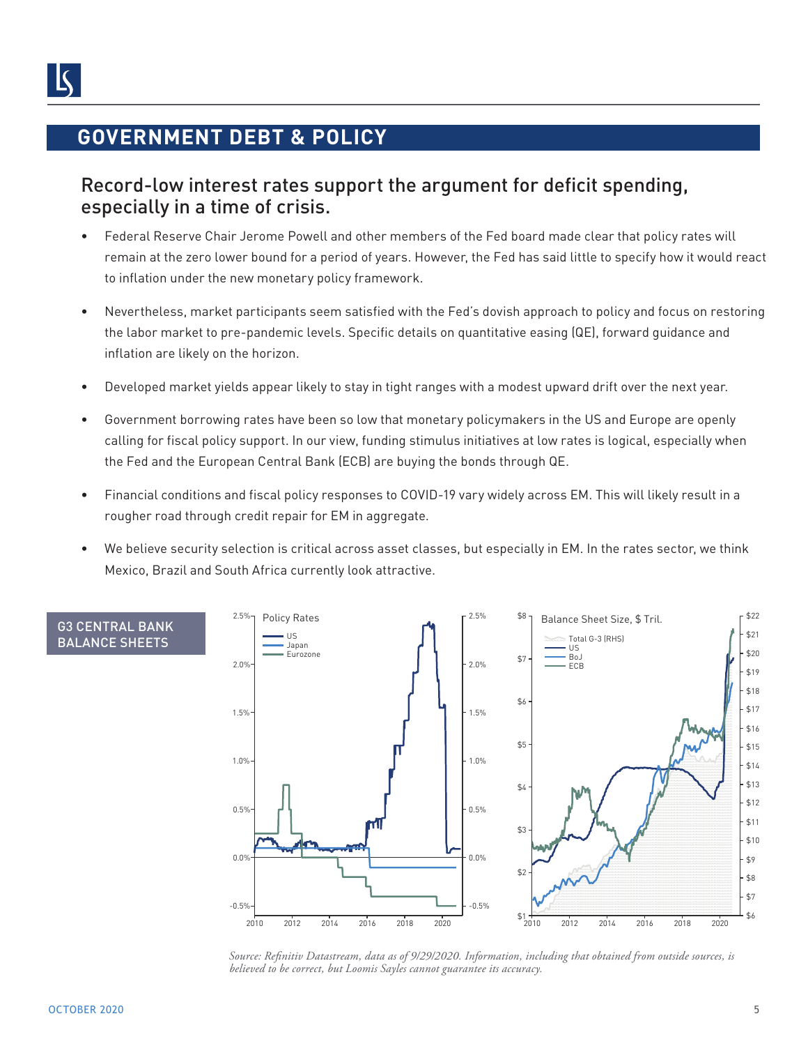## GOVERNMENT DEBT & POLICY

### Record-low interest rates support the argument for deficit spending, especially in a time of crisis.

- Federal Reserve Chair Jerome Powell and other members of the Fed board made clear that policy rates will remain at the zero lower bound for a period of years. However, the Fed has said little to specify how it would react to inflation under the new monetary policy framework.
- Nevertheless, market participants seem satisfied with the Fed's dovish approach to policy and focus on restoring the labor market to pre-pandemic levels. Specific details on quantitative easing (QE), forward guidance and inflation are likely on the horizon.
- Developed market yields appear likely to stay in tight ranges with a modest upward drift over the next year.
- Government borrowing rates have been so low that monetary policymakers in the US and Europe are openly calling for fiscal policy support. In our view, funding stimulus initiatives at low rates is logical, especially when the Fed and the European Central Bank (ECB) are buying the bonds through QE.
- Financial conditions and fiscal policy responses to COVID-19 vary widely across EM. This will likely result in a rougher road through credit repair for EM in aggregate.
- We believe security selection is critical across asset classes, but especially in EM. In the rates sector, we think Mexico, Brazil and South Africa currently look attractive.

**G3 CENTRAL BANK BALANCE SHEETS**

*Source: Refinitiv Datastream, data as of 9/29/2020. Information, including that obtained from outside sources, is believed to be correct, but Loomis Sayles cannot guarantee its accuracy.*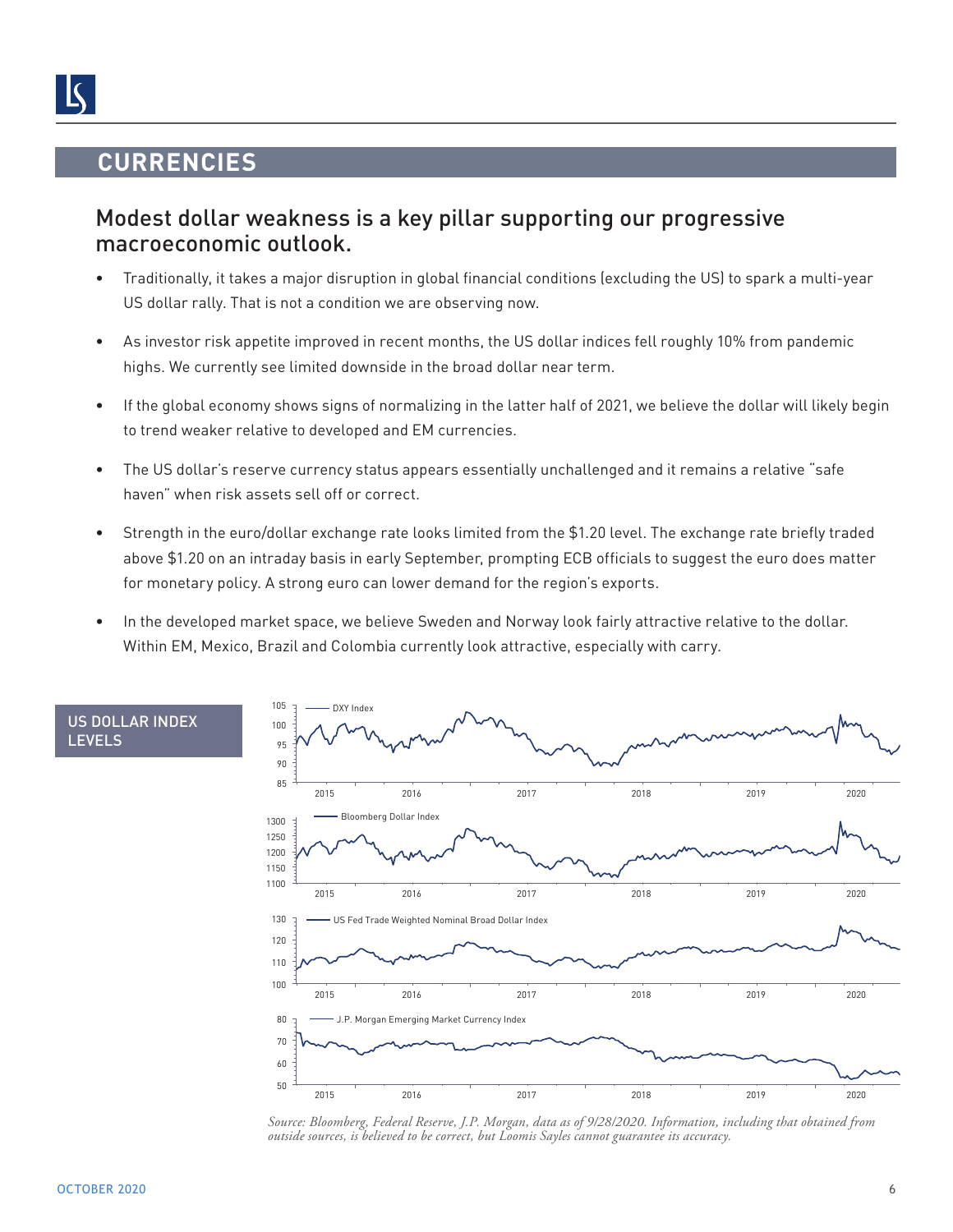# CURRENCIES

## Modest dollar weakness is a key pillar supporting our progressive macroeconomic outlook.

- Traditionally, it takes a major disruption in global financial conditions (excluding the US) to spark a multi-year US dollar rally. That is not a condition we are observing now.
- As investor risk appetite improved in recent months, the US dollar indices fell roughly 10% from pandemic highs. We currently see limited downside in the broad dollar near term.
- If the global economy shows signs of normalizing in the latter half of 2021, we believe the dollar will likely begin to trend weaker relative to developed and EM currencies.
- The US dollar's reserve currency status appears essentially unchallenged and it remains a relative "safe haven" when risk assets sell off or correct.
- Strength in the euro/dollar exchange rate looks limited from the $1.20 level. The exchange rate briefly traded above $1.20 on an intraday basis in early September, prompting ECB officials to suggest the euro does matter for monetary policy. A strong euro can lower demand for the region's exports.
- In the developed market space, we believe Sweden and Norway look fairly attractive relative to the dollar. Within EM, Mexico, Brazil and Colombia currently look attractive, especially with carry.

US DOLLAR INDEX LEVELS

*Source: Bloomberg, Federal Reserve, J.P. Morgan, data as of 9/28/2020. Information, including that obtained from outside sources, is believed to be correct, but Loomis Sayles cannot guarantee its accuracy.*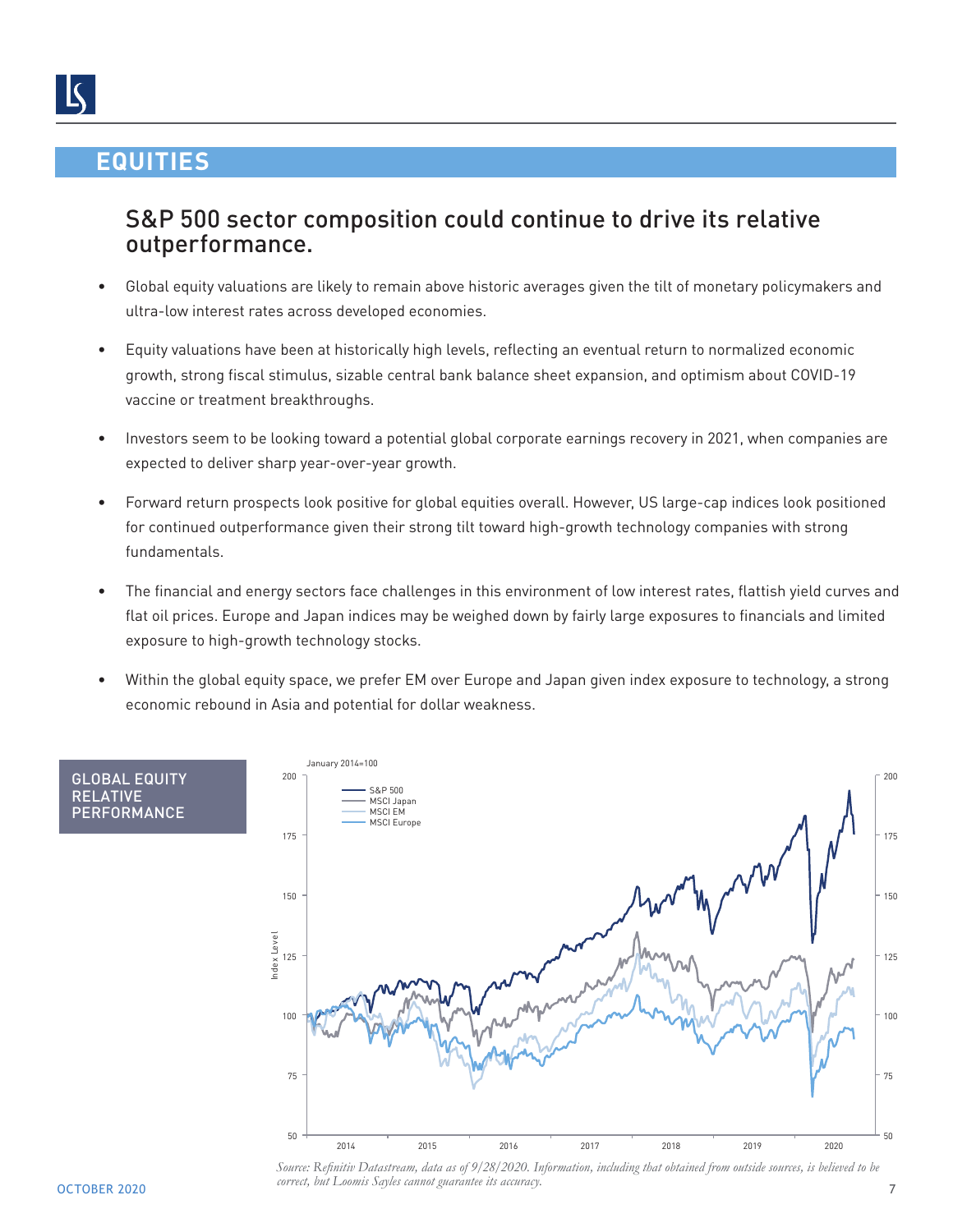# EQUITIES

## S&P 500 sector composition could continue to drive its relative outperformance.

- Global equity valuations are likely to remain above historic averages given the tilt of monetary policymakers and ultra-low interest rates across developed economies.
- Equity valuations have been at historically high levels, reflecting an eventual return to normalized economic growth, strong fiscal stimulus, sizable central bank balance sheet expansion, and optimism about COVID-19 vaccine or treatment breakthroughs.
- Investors seem to be looking toward a potential global corporate earnings recovery in 2021, when companies are expected to deliver sharp year-over-year growth.
- Forward return prospects look positive for global equities overall. However, US large-cap indices look positioned for continued outperformance given their strong tilt toward high-growth technology companies with strong fundamentals.
- The financial and energy sectors face challenges in this environment of low interest rates, flattish yield curves and flat oil prices. Europe and Japan indices may be weighed down by fairly large exposures to financials and limited exposure to high-growth technology stocks.
- Within the global equity space, we prefer EM over Europe and Japan given index exposure to technology, a strong economic rebound in Asia and potential for dollar weakness.

**GLOBAL EQUITY RELATIVE PERFORMANCE**

January 2014=100

Legend: S&P 500, MSCI Japan, MSCI EM, MSCI Europe

*Source: Refinitiv Datastream, data as of 9/28/2020. Information, including that obtained from outside sources, is believed to be correct, but Loomis Sayles cannot guarantee its accuracy.*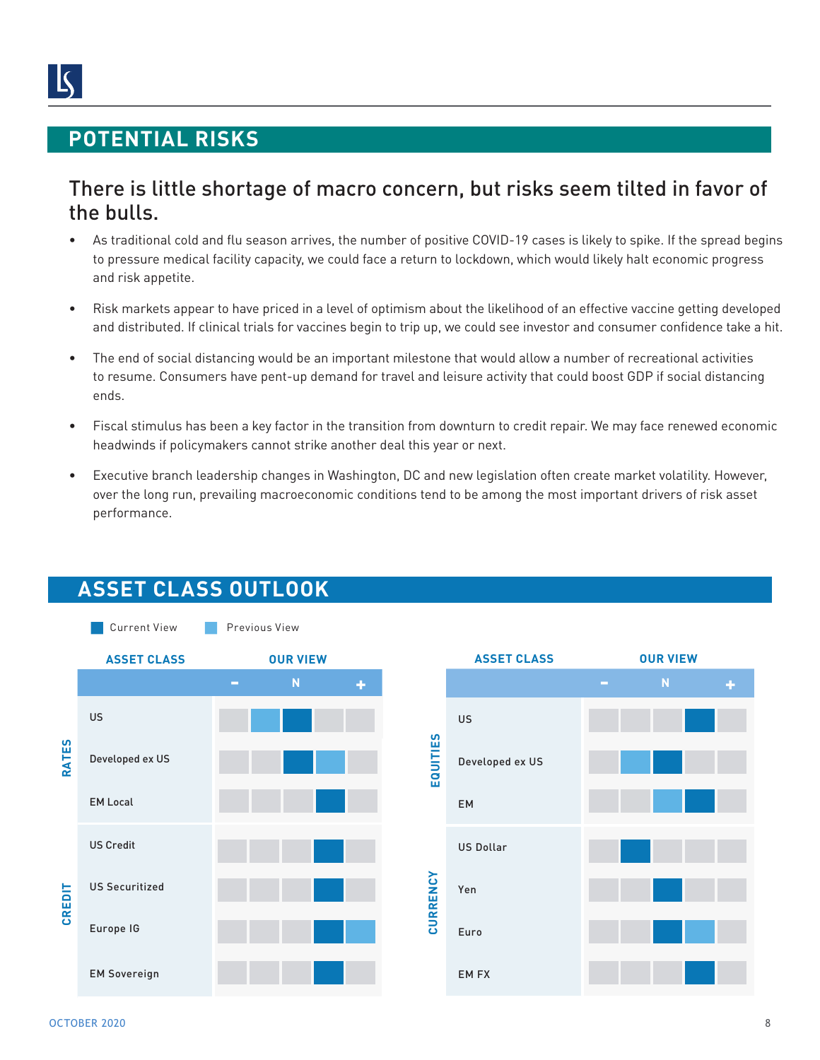## POTENTIAL RISKS

### There is little shortage of macro concern, but risks seem tilted in favor of the bulls.

- As traditional cold and flu season arrives, the number of positive COVID-19 cases is likely to spike. If the spread begins to pressure medical facility capacity, we could face a return to lockdown, which would likely halt economic progress and risk appetite.
- Risk markets appear to have priced in a level of optimism about the likelihood of an effective vaccine getting developed and distributed. If clinical trials for vaccines begin to trip up, we could see investor and consumer confidence take a hit.
- The end of social distancing would be an important milestone that would allow a number of recreational activities to resume. Consumers have pent-up demand for travel and leisure activity that could boost GDP if social distancing ends.
- Fiscal stimulus has been a key factor in the transition from downturn to credit repair. We may face renewed economic headwinds if policymakers cannot strike another deal this year or next.
- Executive branch leadership changes in Washington, DC and new legislation often create market volatility. However, over the long run, prevailing macroeconomic conditions tend to be among the most important drivers of risk asset performance.

## ASSET CLASS OUTLOOK

Current View / Previous View

| | Asset Class | − | | N | | + |
|---|---|---|---|---|---|---|
| RATES | US | | Previous View | Current View | | |
| | Developed ex US | | | Current View | Previous View | |
| | EM Local | | | | Current View | |
| CREDIT | US Credit | | | | Current View | |
| | US Securitized | | | | Current View | |
| | Europe IG | | | | Current View | Previous View |
| | EM Sovereign | | | | Current View | |
| EQUITIES | US | | | | Current View | |
| | Developed ex US | | Previous View | Current View | | |
| | EM | | | Previous View | Current View | |
| CURRENCY | US Dollar | | Current View | | | |
| | Yen | | | Current View | | |
| | Euro | | | Current View | Previous View | |
| | EM FX | | | | Current View | |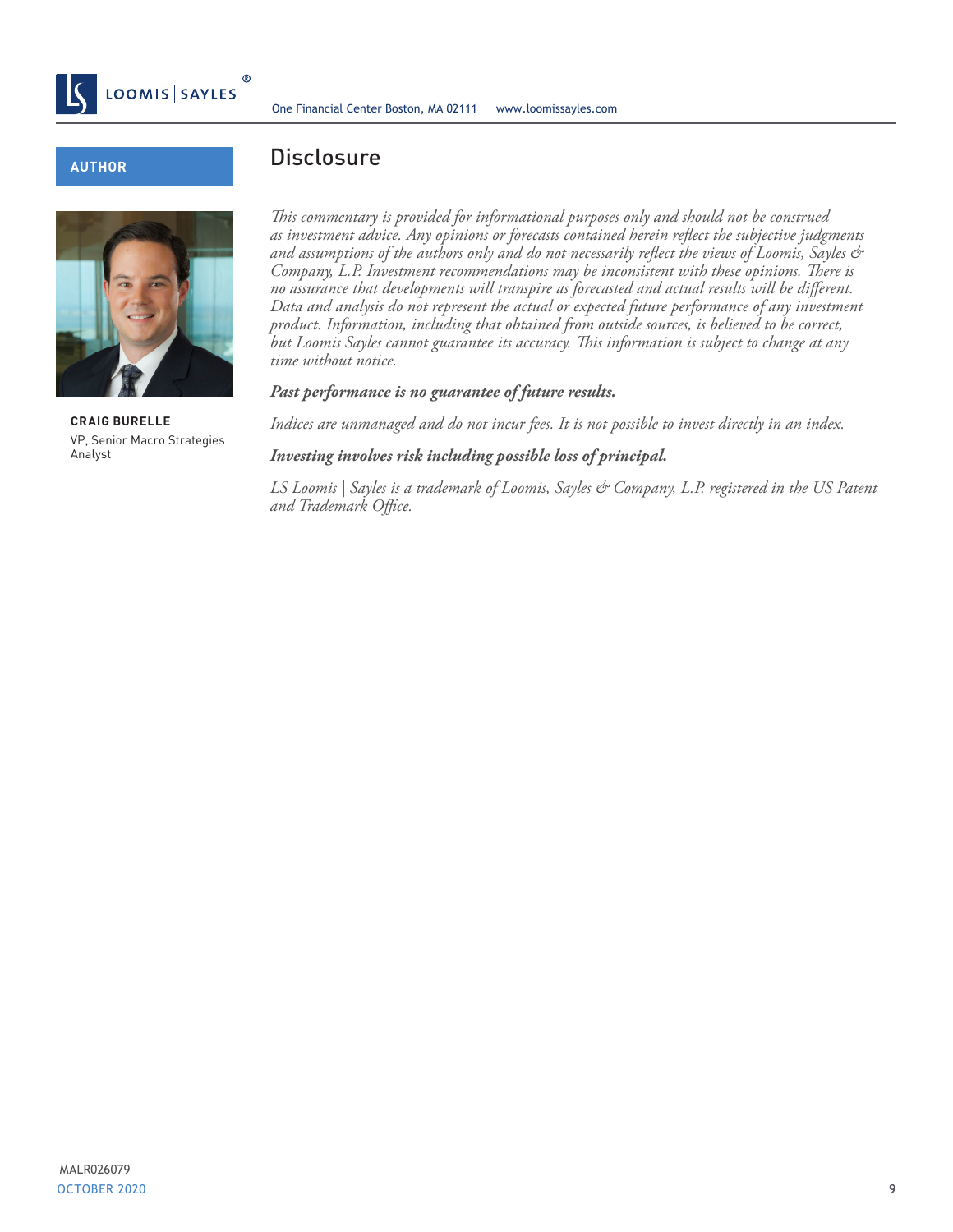**AUTHOR**

**CRAIG BURELLE**
VP, Senior Macro Strategies Analyst

# Disclosure

*This commentary is provided for informational purposes only and should not be construed as investment advice. Any opinions or forecasts contained herein reflect the subjective judgments and assumptions of the authors only and do not necessarily reflect the views of Loomis, Sayles & Company, L.P. Investment recommendations may be inconsistent with these opinions. There is no assurance that developments will transpire as forecasted and actual results will be different. Data and analysis do not represent the actual or expected future performance of any investment product. Information, including that obtained from outside sources, is believed to be correct, but Loomis Sayles cannot guarantee its accuracy. This information is subject to change at any time without notice.*

***Past performance is no guarantee of future results.***

*Indices are unmanaged and do not incur fees. It is not possible to invest directly in an index.*

***Investing involves risk including possible loss of principal.***

*LS Loomis | Sayles is a trademark of Loomis, Sayles & Company, L.P. registered in the US Patent and Trademark Office.*

MALR026079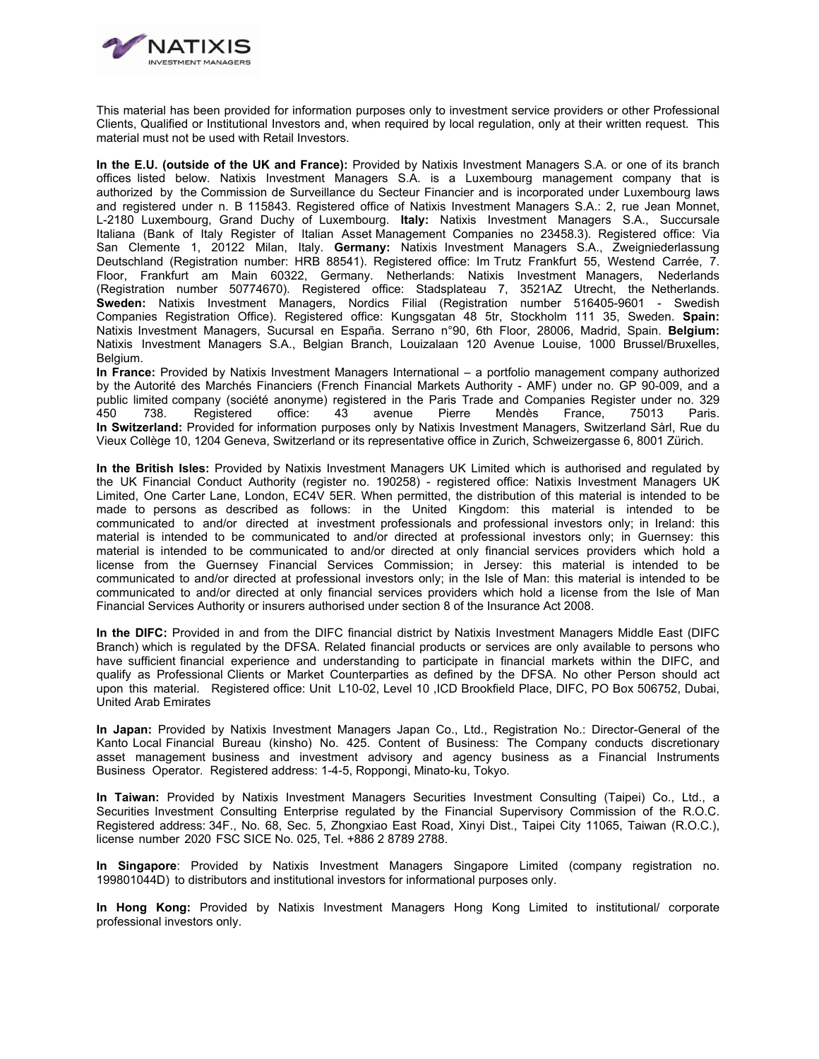This material has been provided for information purposes only to investment service providers or other Professional Clients, Qualified or Institutional Investors and, when required by local regulation, only at their written request. This material must not be used with Retail Investors.

**In the E.U. (outside of the UK and France):** Provided by Natixis Investment Managers S.A. or one of its branch offices listed below. Natixis Investment Managers S.A. is a Luxembourg management company that is authorized by the Commission de Surveillance du Secteur Financier and is incorporated under Luxembourg laws and registered under n. B 115843. Registered office of Natixis Investment Managers S.A.: 2, rue Jean Monnet, L-2180 Luxembourg, Grand Duchy of Luxembourg. **Italy:** Natixis Investment Managers S.A., Succursale Italiana (Bank of Italy Register of Italian Asset Management Companies no 23458.3). Registered office: Via San Clemente 1, 20122 Milan, Italy. **Germany:** Natixis Investment Managers S.A., Zweigniederlassung Deutschland (Registration number: HRB 88541). Registered office: Im Trutz Frankfurt 55, Westend Carrée, 7. Floor, Frankfurt am Main 60322, Germany. Netherlands: Natixis Investment Managers, Nederlands (Registration number 50774670). Registered office: Stadsplateau 7, 3521AZ Utrecht, the Netherlands. **Sweden:** Natixis Investment Managers, Nordics Filial (Registration number 516405-9601 - Swedish Companies Registration Office). Registered office: Kungsgatan 48 5tr, Stockholm 111 35, Sweden. **Spain:** Natixis Investment Managers, Sucursal en España. Serrano n°90, 6th Floor, 28006, Madrid, Spain. **Belgium:** Natixis Investment Managers S.A., Belgian Branch, Louizalaan 120 Avenue Louise, 1000 Brussel/Bruxelles, Belgium.

**In France:** Provided by Natixis Investment Managers International – a portfolio management company authorized by the Autorité des Marchés Financiers (French Financial Markets Authority - AMF) under no. GP 90-009, and a public limited company (société anonyme) registered in the Paris Trade and Companies Register under no. 329 450 738. Registered office: 43 avenue Pierre Mendès France, 75013 Paris.

**In Switzerland:** Provided for information purposes only by Natixis Investment Managers, Switzerland Sàrl, Rue du Vieux Collège 10, 1204 Geneva, Switzerland or its representative office in Zurich, Schweizergasse 6, 8001 Zürich.

**In the British Isles:** Provided by Natixis Investment Managers UK Limited which is authorised and regulated by the UK Financial Conduct Authority (register no. 190258) - registered office: Natixis Investment Managers UK Limited, One Carter Lane, London, EC4V 5ER. When permitted, the distribution of this material is intended to be made to persons as described as follows: in the United Kingdom: this material is intended to be communicated to and/or directed at investment professionals and professional investors only; in Ireland: this material is intended to be communicated to and/or directed at professional investors only; in Guernsey: this material is intended to be communicated to and/or directed at only financial services providers which hold a license from the Guernsey Financial Services Commission; in Jersey: this material is intended to be communicated to and/or directed at professional investors only; in the Isle of Man: this material is intended to be communicated to and/or directed at only financial services providers which hold a license from the Isle of Man Financial Services Authority or insurers authorised under section 8 of the Insurance Act 2008.

**In the DIFC:** Provided in and from the DIFC financial district by Natixis Investment Managers Middle East (DIFC Branch) which is regulated by the DFSA. Related financial products or services are only available to persons who have sufficient financial experience and understanding to participate in financial markets within the DIFC, and qualify as Professional Clients or Market Counterparties as defined by the DFSA. No other Person should act upon this material. Registered office: Unit L10-02, Level 10 ,ICD Brookfield Place, DIFC, PO Box 506752, Dubai, United Arab Emirates

**In Japan:** Provided by Natixis Investment Managers Japan Co., Ltd., Registration No.: Director-General of the Kanto Local Financial Bureau (kinsho) No. 425. Content of Business: The Company conducts discretionary asset management business and investment advisory and agency business as a Financial Instruments Business Operator. Registered address: 1-4-5, Roppongi, Minato-ku, Tokyo.

**In Taiwan:** Provided by Natixis Investment Managers Securities Investment Consulting (Taipei) Co., Ltd., a Securities Investment Consulting Enterprise regulated by the Financial Supervisory Commission of the R.O.C. Registered address: 34F., No. 68, Sec. 5, Zhongxiao East Road, Xinyi Dist., Taipei City 11065, Taiwan (R.O.C.), license number 2020 FSC SICE No. 025, Tel. +886 2 8789 2788.

**In Singapore**: Provided by Natixis Investment Managers Singapore Limited (company registration no. 199801044D) to distributors and institutional investors for informational purposes only.

**In Hong Kong:** Provided by Natixis Investment Managers Hong Kong Limited to institutional/ corporate professional investors only.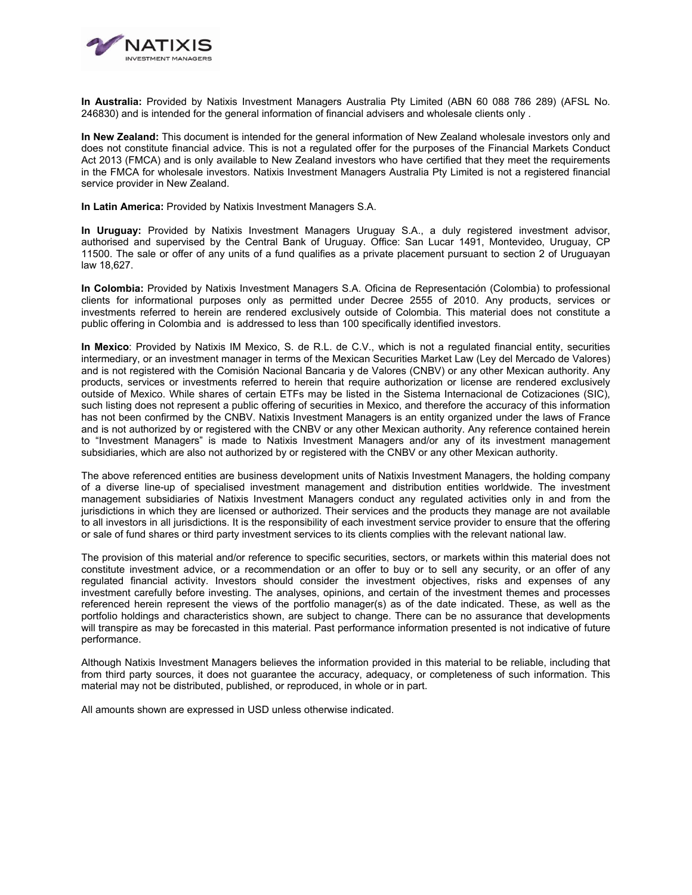**In Australia:** Provided by Natixis Investment Managers Australia Pty Limited (ABN 60 088 786 289) (AFSL No. 246830) and is intended for the general information of financial advisers and wholesale clients only .

**In New Zealand:** This document is intended for the general information of New Zealand wholesale investors only and does not constitute financial advice. This is not a regulated offer for the purposes of the Financial Markets Conduct Act 2013 (FMCA) and is only available to New Zealand investors who have certified that they meet the requirements in the FMCA for wholesale investors. Natixis Investment Managers Australia Pty Limited is not a registered financial service provider in New Zealand.

**In Latin America:** Provided by Natixis Investment Managers S.A.

**In Uruguay:** Provided by Natixis Investment Managers Uruguay S.A., a duly registered investment advisor, authorised and supervised by the Central Bank of Uruguay. Office: San Lucar 1491, Montevideo, Uruguay, CP 11500. The sale or offer of any units of a fund qualifies as a private placement pursuant to section 2 of Uruguayan law 18,627.

**In Colombia:** Provided by Natixis Investment Managers S.A. Oficina de Representación (Colombia) to professional clients for informational purposes only as permitted under Decree 2555 of 2010. Any products, services or investments referred to herein are rendered exclusively outside of Colombia. This material does not constitute a public offering in Colombia and is addressed to less than 100 specifically identified investors.

**In Mexico**: Provided by Natixis IM Mexico, S. de R.L. de C.V., which is not a regulated financial entity, securities intermediary, or an investment manager in terms of the Mexican Securities Market Law (Ley del Mercado de Valores) and is not registered with the Comisión Nacional Bancaria y de Valores (CNBV) or any other Mexican authority. Any products, services or investments referred to herein that require authorization or license are rendered exclusively outside of Mexico. While shares of certain ETFs may be listed in the Sistema Internacional de Cotizaciones (SIC), such listing does not represent a public offering of securities in Mexico, and therefore the accuracy of this information has not been confirmed by the CNBV. Natixis Investment Managers is an entity organized under the laws of France and is not authorized by or registered with the CNBV or any other Mexican authority. Any reference contained herein to “Investment Managers” is made to Natixis Investment Managers and/or any of its investment management subsidiaries, which are also not authorized by or registered with the CNBV or any other Mexican authority.

The above referenced entities are business development units of Natixis Investment Managers, the holding company of a diverse line-up of specialised investment management and distribution entities worldwide. The investment management subsidiaries of Natixis Investment Managers conduct any regulated activities only in and from the jurisdictions in which they are licensed or authorized. Their services and the products they manage are not available to all investors in all jurisdictions. It is the responsibility of each investment service provider to ensure that the offering or sale of fund shares or third party investment services to its clients complies with the relevant national law.

The provision of this material and/or reference to specific securities, sectors, or markets within this material does not constitute investment advice, or a recommendation or an offer to buy or to sell any security, or an offer of any regulated financial activity. Investors should consider the investment objectives, risks and expenses of any investment carefully before investing. The analyses, opinions, and certain of the investment themes and processes referenced herein represent the views of the portfolio manager(s) as of the date indicated. These, as well as the portfolio holdings and characteristics shown, are subject to change. There can be no assurance that developments will transpire as may be forecasted in this material. Past performance information presented is not indicative of future performance.

Although Natixis Investment Managers believes the information provided in this material to be reliable, including that from third party sources, it does not guarantee the accuracy, adequacy, or completeness of such information. This material may not be distributed, published, or reproduced, in whole or in part.

All amounts shown are expressed in USD unless otherwise indicated.